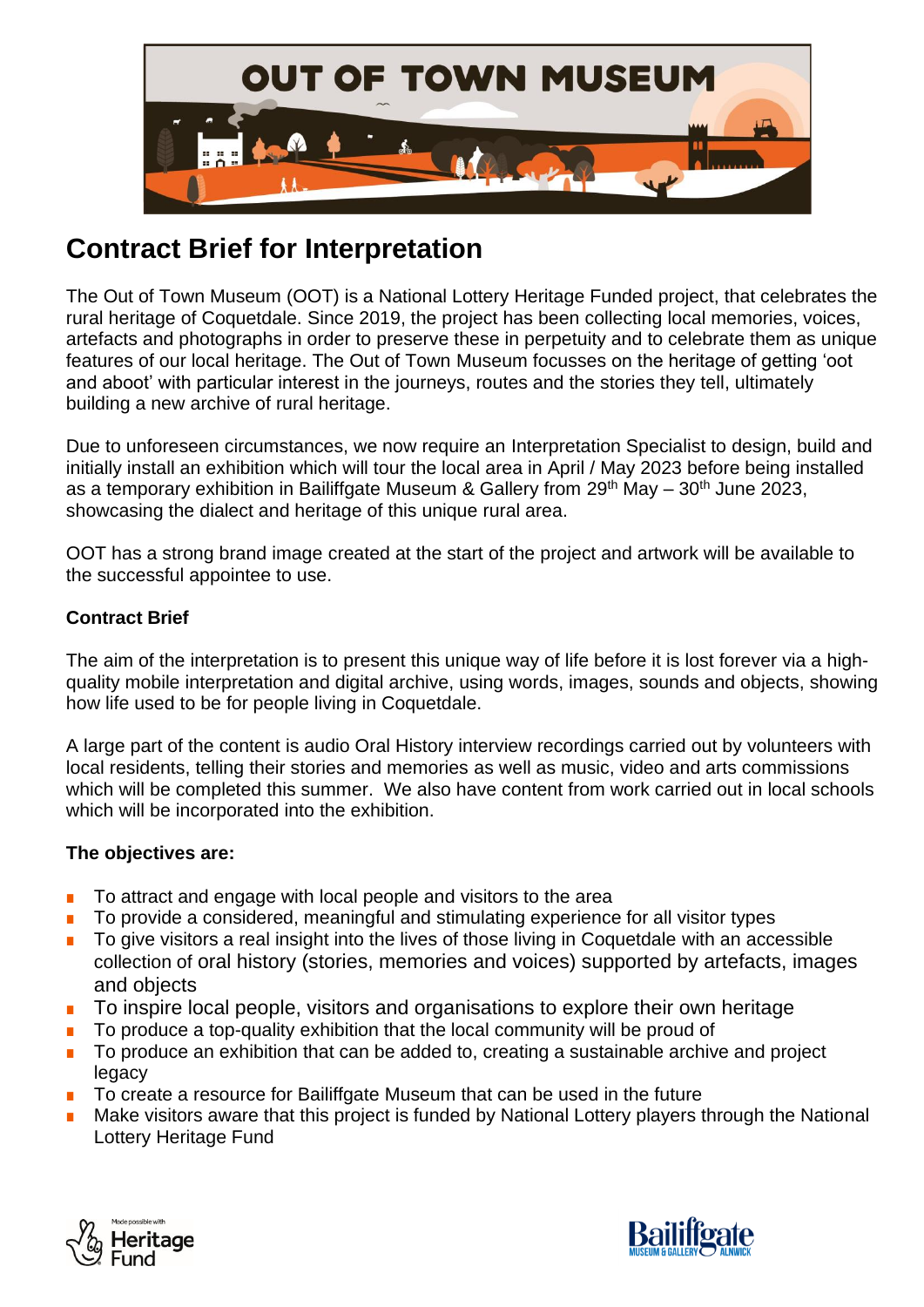# Contract Brief for Interpretation

The Out of Town Museum (OOT) is a National Lottery Heritage Funded project, that celebrates the rural heritage of Coquetdale. Since 2019, the project has been collecting local memories, voices, artefacts and photographs in order to preserve these in perpetuity and to celebrate them as unique features of our local heritage. The Out of Town Museum focusses on the heritage of getting 'oot and aboot' with particular interest in the journeys, routes and the stories they tell, ultimately building a new archive of rural heritage.

Due to unforeseen circumstances, we now require an Interpretation Specialist to design, build and initially install an exhibition which will tour the local area in April / May 2023 before being installed as a temporary exhibition in Bailiffgate Museum & Gallery from 29th May – 30th June 2023, showcasing the dialect and heritage of this unique rural area.

OOT has a strong brand image created at the start of the project and artwork will be available to the successful appointee to use.

**Contract Brief**

The aim of the interpretation is to present this unique way of life before it is lost forever via a high-quality mobile interpretation and digital archive, using words, images, sounds and objects, showing how life used to be for people living in Coquetdale.

A large part of the content is audio Oral History interview recordings carried out by volunteers with local residents, telling their stories and memories as well as music, video and arts commissions which will be completed this summer. We also have content from work carried out in local schools which will be incorporated into the exhibition.

**The objectives are:**

- To attract and engage with local people and visitors to the area
- To provide a considered, meaningful and stimulating experience for all visitor types
- To give visitors a real insight into the lives of those living in Coquetdale with an accessible collection of oral history (stories, memories and voices) supported by artefacts, images and objects
- To inspire local people, visitors and organisations to explore their own heritage
- To produce a top-quality exhibition that the local community will be proud of
- To produce an exhibition that can be added to, creating a sustainable archive and project legacy
- To create a resource for Bailiffgate Museum that can be used in the future
- Make visitors aware that this project is funded by National Lottery players through the National Lottery Heritage Fund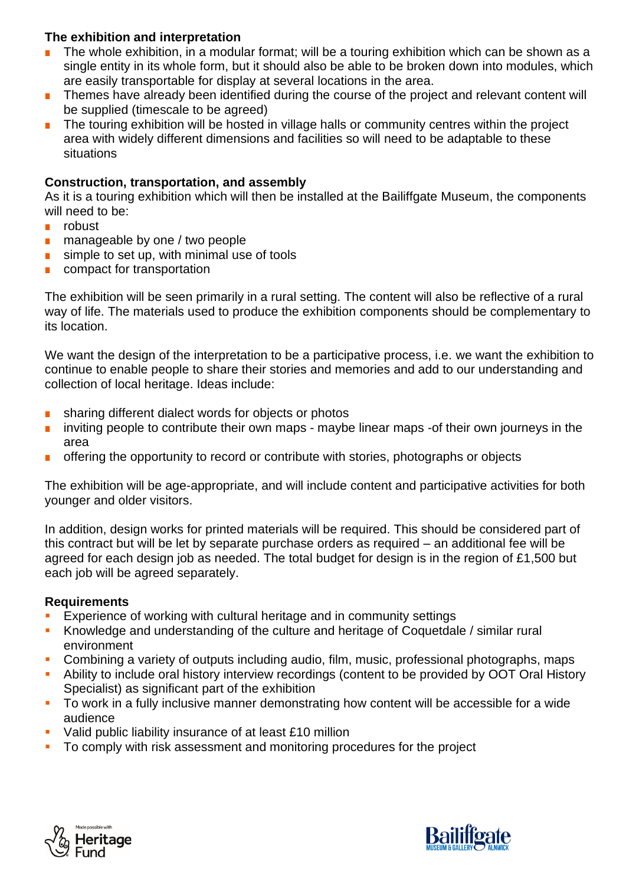**The exhibition and interpretation**

- The whole exhibition, in a modular format; will be a touring exhibition which can be shown as a single entity in its whole form, but it should also be able to be broken down into modules, which are easily transportable for display at several locations in the area.
- Themes have already been identified during the course of the project and relevant content will be supplied (timescale to be agreed)
- The touring exhibition will be hosted in village halls or community centres within the project area with widely different dimensions and facilities so will need to be adaptable to these situations

**Construction, transportation, and assembly**

As it is a touring exhibition which will then be installed at the Bailiffgate Museum, the components will need to be:

- robust
- manageable by one / two people
- simple to set up, with minimal use of tools
- compact for transportation

The exhibition will be seen primarily in a rural setting. The content will also be reflective of a rural way of life. The materials used to produce the exhibition components should be complementary to its location.

We want the design of the interpretation to be a participative process, i.e. we want the exhibition to continue to enable people to share their stories and memories and add to our understanding and collection of local heritage. Ideas include:

- sharing different dialect words for objects or photos
- inviting people to contribute their own maps - maybe linear maps -of their own journeys in the area
- offering the opportunity to record or contribute with stories, photographs or objects

The exhibition will be age-appropriate, and will include content and participative activities for both younger and older visitors.

In addition, design works for printed materials will be required. This should be considered part of this contract but will be let by separate purchase orders as required – an additional fee will be agreed for each design job as needed. The total budget for design is in the region of £1,500 but each job will be agreed separately.

**Requirements**

- Experience of working with cultural heritage and in community settings
- Knowledge and understanding of the culture and heritage of Coquetdale / similar rural environment
- Combining a variety of outputs including audio, film, music, professional photographs, maps
- Ability to include oral history interview recordings (content to be provided by OOT Oral History Specialist) as significant part of the exhibition
- To work in a fully inclusive manner demonstrating how content will be accessible for a wide audience
- Valid public liability insurance of at least £10 million
- To comply with risk assessment and monitoring procedures for the project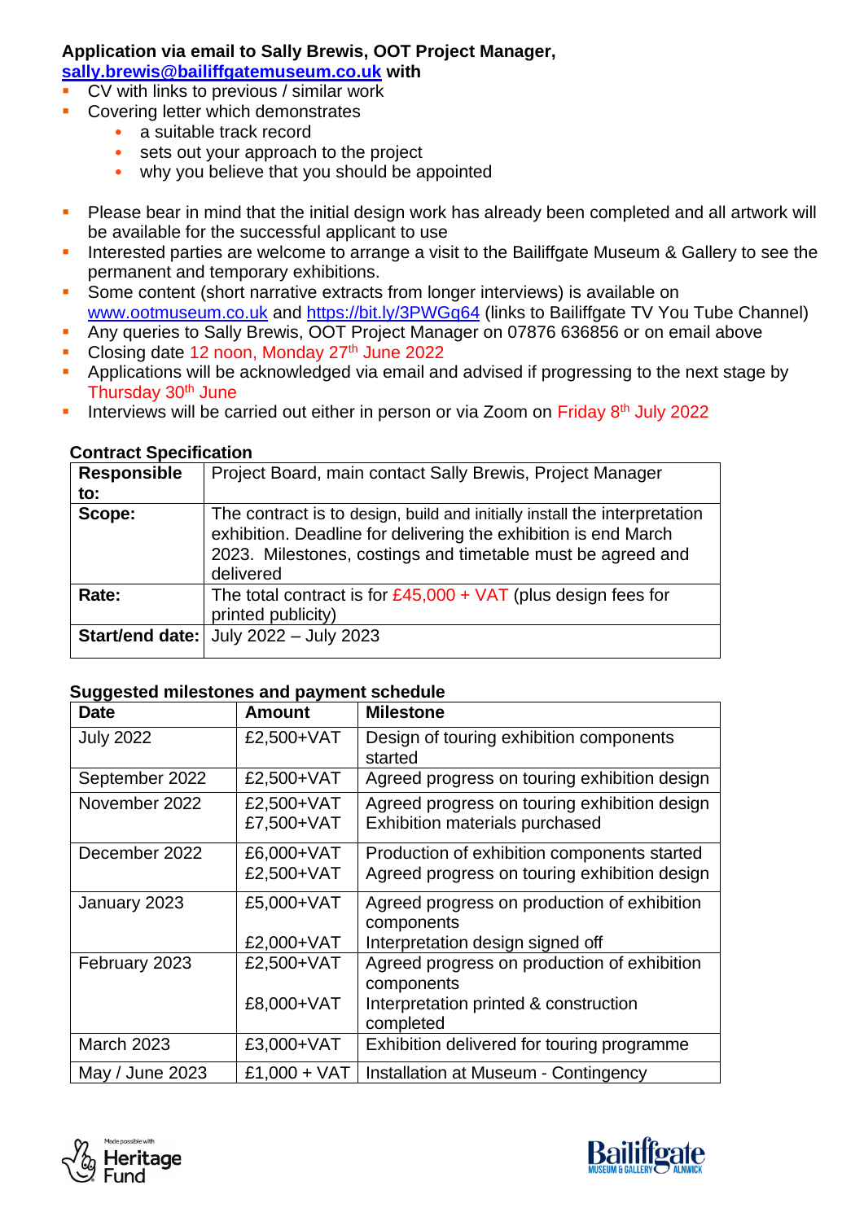**Application via email to Sally Brewis, OOT Project Manager, sally.brewis@bailiffgatemuseum.co.uk with**

- CV with links to previous / similar work
- Covering letter which demonstrates
  - a suitable track record
  - sets out your approach to the project
  - why you believe that you should be appointed

- Please bear in mind that the initial design work has already been completed and all artwork will be available for the successful applicant to use
- Interested parties are welcome to arrange a visit to the Bailiffgate Museum & Gallery to see the permanent and temporary exhibitions.
- Some content (short narrative extracts from longer interviews) is available on www.ootmuseum.co.uk and https://bit.ly/3PWGq64 (links to Bailiffgate TV You Tube Channel)
- Any queries to Sally Brewis, OOT Project Manager on 07876 636856 or on email above
- Closing date 12 noon, Monday 27th June 2022
- Applications will be acknowledged via email and advised if progressing to the next stage by Thursday 30th June
- Interviews will be carried out either in person or via Zoom on Friday 8th July 2022

**Contract Specification**

| | |
|---|---|
| **Responsible to:** | Project Board, main contact Sally Brewis, Project Manager |
| **Scope:** | The contract is to design, build and initially install the interpretation exhibition. Deadline for delivering the exhibition is end March 2023. Milestones, costings and timetable must be agreed and delivered |
| **Rate:** | The total contract is for £45,000 + VAT (plus design fees for printed publicity) |
| **Start/end date:** | July 2022 – July 2023 |

**Suggested milestones and payment schedule**

| Date | Amount | Milestone |
|---|---|---|
| July 2022 | £2,500+VAT | Design of touring exhibition components started |
| September 2022 | £2,500+VAT | Agreed progress on touring exhibition design |
| November 2022 | £2,500+VAT<br>£7,500+VAT | Agreed progress on touring exhibition design<br>Exhibition materials purchased |
| December 2022 | £6,000+VAT<br>£2,500+VAT | Production of exhibition components started<br>Agreed progress on touring exhibition design |
| January 2023 | £5,000+VAT<br>£2,000+VAT | Agreed progress on production of exhibition components<br>Interpretation design signed off |
| February 2023 | £2,500+VAT<br>£8,000+VAT | Agreed progress on production of exhibition components<br>Interpretation printed & construction completed |
| March 2023 | £3,000+VAT | Exhibition delivered for touring programme |
| May / June 2023 | £1,000 + VAT | Installation at Museum - Contingency |

Made possible with Heritage Fund

Bailiffgate MUSEUM & GALLERY ALNWICK